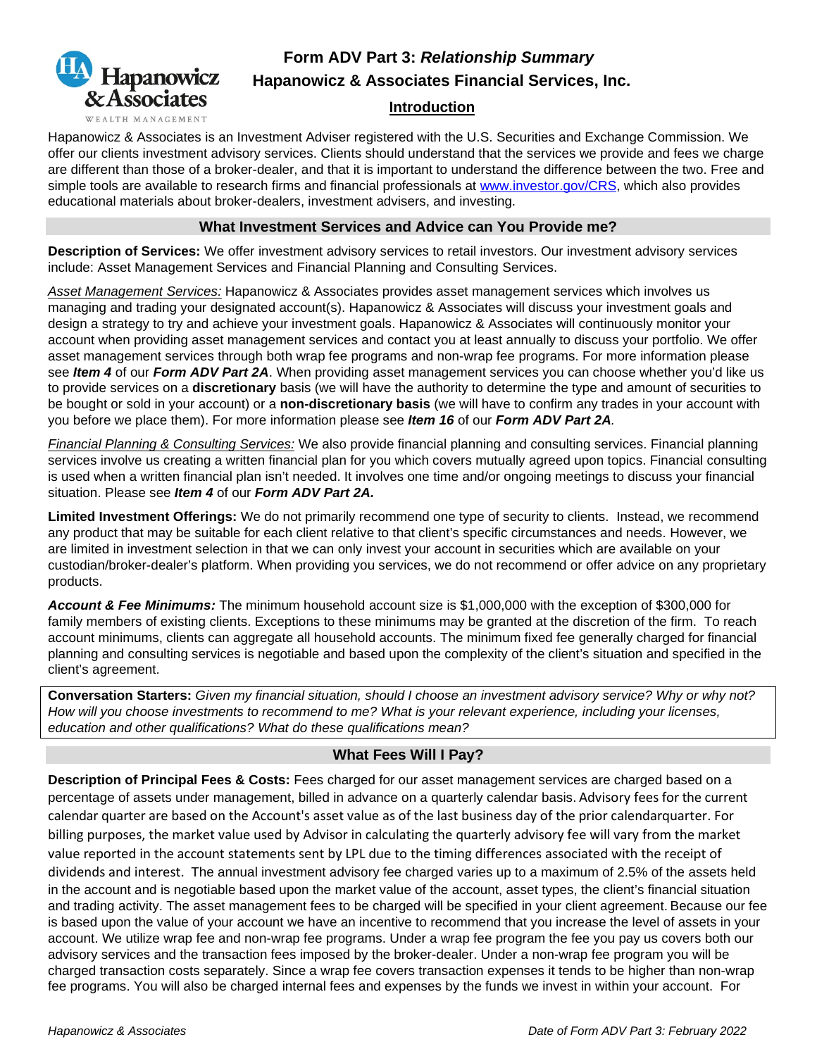# Form ADV Part 3: *Relationship Summary*

## Hapanowicz & Associates Financial Services, Inc.

### Introduction

Hapanowicz & Associates is an Investment Adviser registered with the U.S. Securities and Exchange Commission. We offer our clients investment advisory services. Clients should understand that the services we provide and fees we charge are different than those of a broker-dealer, and that it is important to understand the difference between the two. Free and simple tools are available to research firms and financial professionals at www.investor.gov/CRS, which also provides educational materials about broker-dealers, investment advisers, and investing.

## What Investment Services and Advice can You Provide me?

**Description of Services:** We offer investment advisory services to retail investors. Our investment advisory services include: Asset Management Services and Financial Planning and Consulting Services.

*Asset Management Services:* Hapanowicz & Associates provides asset management services which involves us managing and trading your designated account(s). Hapanowicz & Associates will discuss your investment goals and design a strategy to try and achieve your investment goals. Hapanowicz & Associates will continuously monitor your account when providing asset management services and contact you at least annually to discuss your portfolio. We offer asset management services through both wrap fee programs and non-wrap fee programs. For more information please see ***Item 4*** of our ***Form ADV Part 2A***. When providing asset management services you can choose whether you'd like us to provide services on a **discretionary** basis (we will have the authority to determine the type and amount of securities to be bought or sold in your account) or a **non-discretionary basis** (we will have to confirm any trades in your account with you before we place them). For more information please see ***Item 16*** of our ***Form ADV Part 2A****.*

*Financial Planning & Consulting Services:* We also provide financial planning and consulting services. Financial planning services involve us creating a written financial plan for you which covers mutually agreed upon topics. Financial consulting is used when a written financial plan isn't needed. It involves one time and/or ongoing meetings to discuss your financial situation. Please see ***Item 4*** of our ***Form ADV Part 2A.***

**Limited Investment Offerings:** We do not primarily recommend one type of security to clients. Instead, we recommend any product that may be suitable for each client relative to that client's specific circumstances and needs. However, we are limited in investment selection in that we can only invest your account in securities which are available on your custodian/broker-dealer's platform. When providing you services, we do not recommend or offer advice on any proprietary products.

***Account & Fee Minimums:*** The minimum household account size is $1,000,000 with the exception of $300,000 for family members of existing clients. Exceptions to these minimums may be granted at the discretion of the firm. To reach account minimums, clients can aggregate all household accounts. The minimum fixed fee generally charged for financial planning and consulting services is negotiable and based upon the complexity of the client's situation and specified in the client's agreement.

> **Conversation Starters:** *Given my financial situation, should I choose an investment advisory service? Why or why not? How will you choose investments to recommend to me? What is your relevant experience, including your licenses, education and other qualifications? What do these qualifications mean?*

## What Fees Will I Pay?

**Description of Principal Fees & Costs:** Fees charged for our asset management services are charged based on a percentage of assets under management, billed in advance on a quarterly calendar basis. Advisory fees for the current calendar quarter are based on the Account's asset value as of the last business day of the prior calendarquarter. For billing purposes, the market value used by Advisor in calculating the quarterly advisory fee will vary from the market value reported in the account statements sent by LPL due to the timing differences associated with the receipt of dividends and interest. The annual investment advisory fee charged varies up to a maximum of 2.5% of the assets held in the account and is negotiable based upon the market value of the account, asset types, the client's financial situation and trading activity. The asset management fees to be charged will be specified in your client agreement. Because our fee is based upon the value of your account we have an incentive to recommend that you increase the level of assets in your account. We utilize wrap fee and non-wrap fee programs. Under a wrap fee program the fee you pay us covers both our advisory services and the transaction fees imposed by the broker-dealer. Under a non-wrap fee program you will be charged transaction costs separately. Since a wrap fee covers transaction expenses it tends to be higher than non-wrap fee programs. You will also be charged internal fees and expenses by the funds we invest in within your account. For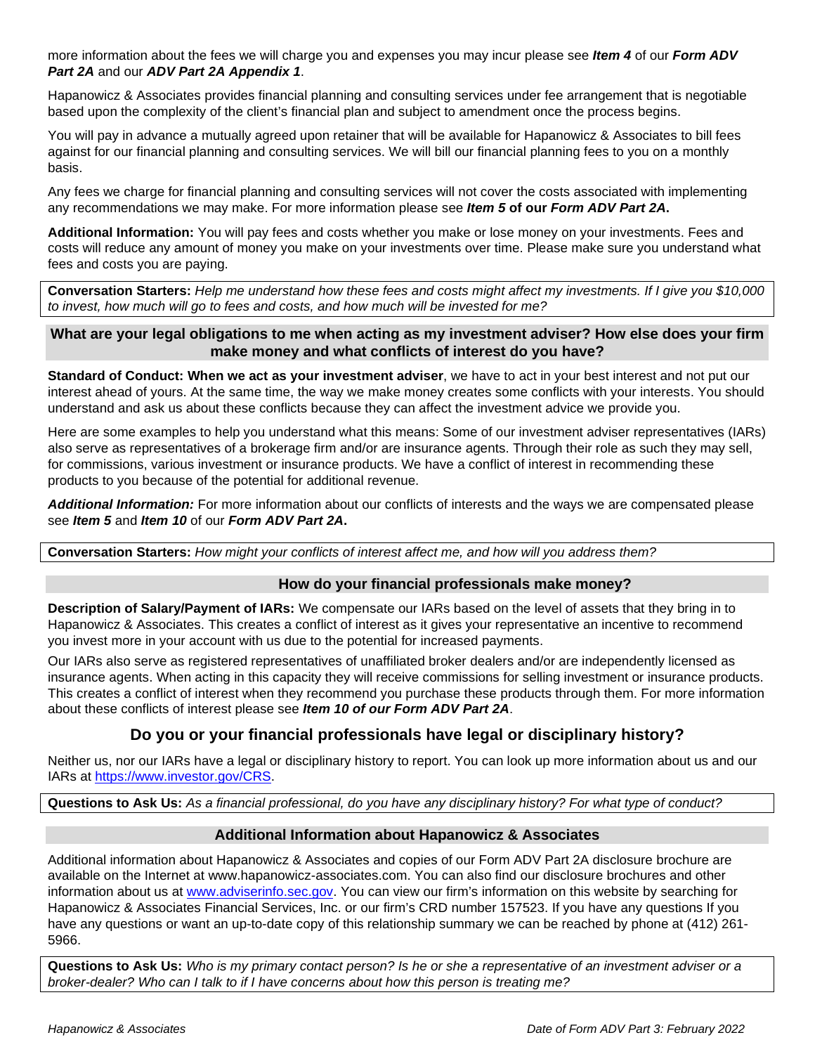more information about the fees we will charge you and expenses you may incur please see ***Item 4*** of our ***Form ADV Part 2A*** and our ***ADV Part 2A Appendix 1***.

Hapanowicz & Associates provides financial planning and consulting services under fee arrangement that is negotiable based upon the complexity of the client's financial plan and subject to amendment once the process begins.

You will pay in advance a mutually agreed upon retainer that will be available for Hapanowicz & Associates to bill fees against for our financial planning and consulting services. We will bill our financial planning fees to you on a monthly basis.

Any fees we charge for financial planning and consulting services will not cover the costs associated with implementing any recommendations we may make. For more information please see ***Item 5*** **of our** ***Form ADV Part 2A*****.**

**Additional Information:** You will pay fees and costs whether you make or lose money on your investments. Fees and costs will reduce any amount of money you make on your investments over time. Please make sure you understand what fees and costs you are paying.

**Conversation Starters:** *Help me understand how these fees and costs might affect my investments. If I give you $10,000 to invest, how much will go to fees and costs, and how much will be invested for me?*

## What are your legal obligations to me when acting as my investment adviser? How else does your firm make money and what conflicts of interest do you have?

**Standard of Conduct: When we act as your investment adviser**, we have to act in your best interest and not put our interest ahead of yours. At the same time, the way we make money creates some conflicts with your interests. You should understand and ask us about these conflicts because they can affect the investment advice we provide you.

Here are some examples to help you understand what this means: Some of our investment adviser representatives (IARs) also serve as representatives of a brokerage firm and/or are insurance agents. Through their role as such they may sell, for commissions, various investment or insurance products. We have a conflict of interest in recommending these products to you because of the potential for additional revenue.

***Additional Information:*** For more information about our conflicts of interests and the ways we are compensated please see ***Item 5*** and ***Item 10*** of our ***Form ADV Part 2A*****.**

**Conversation Starters:** *How might your conflicts of interest affect me, and how will you address them?*

## How do your financial professionals make money?

**Description of Salary/Payment of IARs:** We compensate our IARs based on the level of assets that they bring in to Hapanowicz & Associates. This creates a conflict of interest as it gives your representative an incentive to recommend you invest more in your account with us due to the potential for increased payments.

Our IARs also serve as registered representatives of unaffiliated broker dealers and/or are independently licensed as insurance agents. When acting in this capacity they will receive commissions for selling investment or insurance products. This creates a conflict of interest when they recommend you purchase these products through them. For more information about these conflicts of interest please see ***Item 10 of our Form ADV Part 2A***.

## Do you or your financial professionals have legal or disciplinary history?

Neither us, nor our IARs have a legal or disciplinary history to report. You can look up more information about us and our IARs at https://www.investor.gov/CRS.

**Questions to Ask Us:** *As a financial professional, do you have any disciplinary history? For what type of conduct?*

## Additional Information about Hapanowicz & Associates

Additional information about Hapanowicz & Associates and copies of our Form ADV Part 2A disclosure brochure are available on the Internet at www.hapanowicz-associates.com. You can also find our disclosure brochures and other information about us at www.adviserinfo.sec.gov. You can view our firm's information on this website by searching for Hapanowicz & Associates Financial Services, Inc. or our firm's CRD number 157523. If you have any questions If you have any questions or want an up-to-date copy of this relationship summary we can be reached by phone at (412) 261-5966.

**Questions to Ask Us:** *Who is my primary contact person? Is he or she a representative of an investment adviser or a broker-dealer? Who can I talk to if I have concerns about how this person is treating me?*